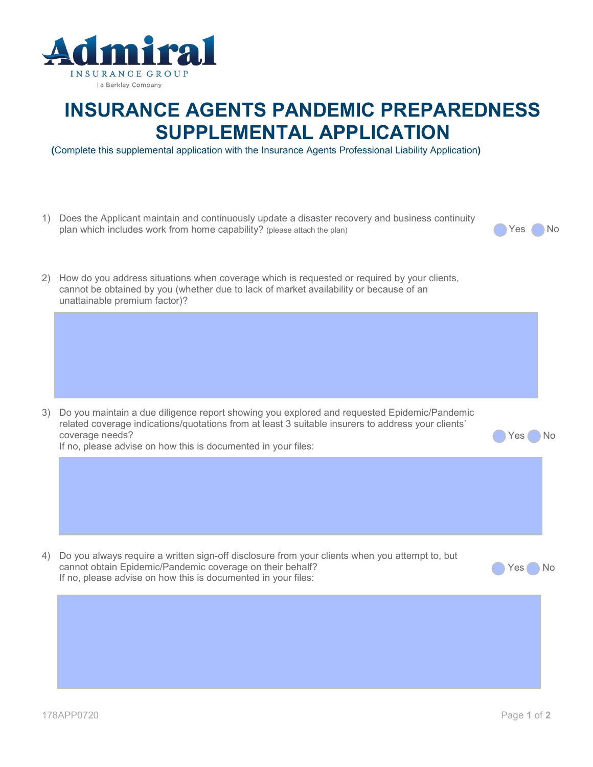Admiral
INSURANCE GROUP
a Berkley Company

# INSURANCE AGENTS PANDEMIC PREPAREDNESS SUPPLEMENTAL APPLICATION

**(**Complete this supplemental application with the Insurance Agents Professional Liability Application**)**

1) Does the Applicant maintain and continuously update a disaster recovery and business continuity plan which includes work from home capability? (please attach the plan) ☐ Yes ☐ No

2) How do you address situations when coverage which is requested or required by your clients, cannot be obtained by you (whether due to lack of market availability or because of an unattainable premium factor)?

3) Do you maintain a due diligence report showing you explored and requested Epidemic/Pandemic related coverage indications/quotations from at least 3 suitable insurers to address your clients' coverage needs? ☐ Yes ☐ No
If no, please advise on how this is documented in your files:

4) Do you always require a written sign-off disclosure from your clients when you attempt to, but cannot obtain Epidemic/Pandemic coverage on their behalf? ☐ Yes ☐ No
If no, please advise on how this is documented in your files:

178APP0720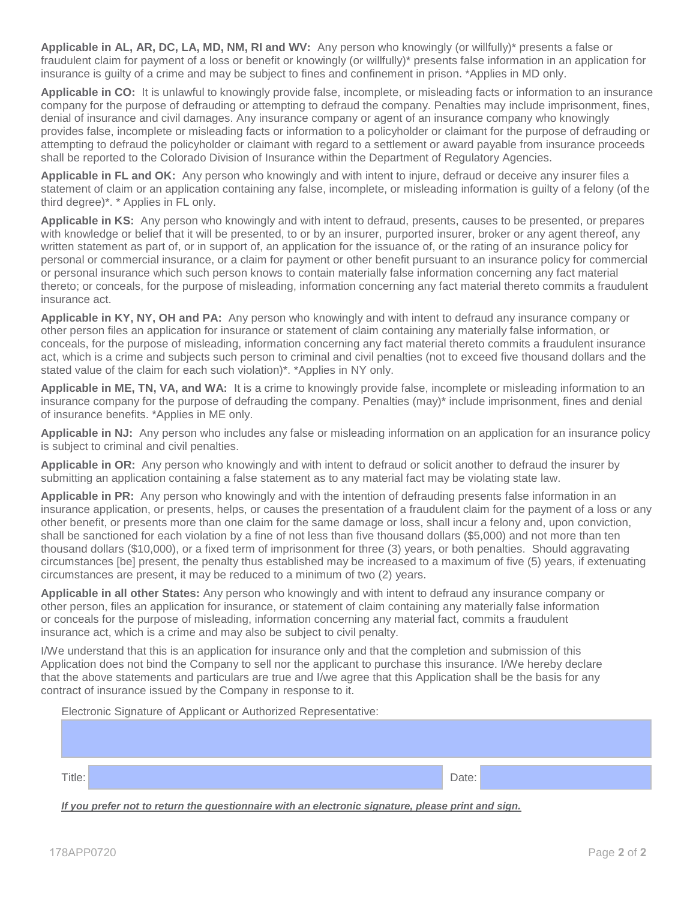**Applicable in AL, AR, DC, LA, MD, NM, RI and WV:** Any person who knowingly (or willfully)* presents a false or fraudulent claim for payment of a loss or benefit or knowingly (or willfully)* presents false information in an application for insurance is guilty of a crime and may be subject to fines and confinement in prison. *Applies in MD only.

**Applicable in CO:** It is unlawful to knowingly provide false, incomplete, or misleading facts or information to an insurance company for the purpose of defrauding or attempting to defraud the company. Penalties may include imprisonment, fines, denial of insurance and civil damages. Any insurance company or agent of an insurance company who knowingly provides false, incomplete or misleading facts or information to a policyholder or claimant for the purpose of defrauding or attempting to defraud the policyholder or claimant with regard to a settlement or award payable from insurance proceeds shall be reported to the Colorado Division of Insurance within the Department of Regulatory Agencies.

**Applicable in FL and OK:** Any person who knowingly and with intent to injure, defraud or deceive any insurer files a statement of claim or an application containing any false, incomplete, or misleading information is guilty of a felony (of the third degree)*. * Applies in FL only.

**Applicable in KS:** Any person who knowingly and with intent to defraud, presents, causes to be presented, or prepares with knowledge or belief that it will be presented, to or by an insurer, purported insurer, broker or any agent thereof, any written statement as part of, or in support of, an application for the issuance of, or the rating of an insurance policy for personal or commercial insurance, or a claim for payment or other benefit pursuant to an insurance policy for commercial or personal insurance which such person knows to contain materially false information concerning any fact material thereto; or conceals, for the purpose of misleading, information concerning any fact material thereto commits a fraudulent insurance act.

**Applicable in KY, NY, OH and PA:** Any person who knowingly and with intent to defraud any insurance company or other person files an application for insurance or statement of claim containing any materially false information, or conceals, for the purpose of misleading, information concerning any fact material thereto commits a fraudulent insurance act, which is a crime and subjects such person to criminal and civil penalties (not to exceed five thousand dollars and the stated value of the claim for each such violation)*. *Applies in NY only.

**Applicable in ME, TN, VA, and WA:** It is a crime to knowingly provide false, incomplete or misleading information to an insurance company for the purpose of defrauding the company. Penalties (may)* include imprisonment, fines and denial of insurance benefits. *Applies in ME only.

**Applicable in NJ:** Any person who includes any false or misleading information on an application for an insurance policy is subject to criminal and civil penalties.

**Applicable in OR:** Any person who knowingly and with intent to defraud or solicit another to defraud the insurer by submitting an application containing a false statement as to any material fact may be violating state law.

**Applicable in PR:** Any person who knowingly and with the intention of defrauding presents false information in an insurance application, or presents, helps, or causes the presentation of a fraudulent claim for the payment of a loss or any other benefit, or presents more than one claim for the same damage or loss, shall incur a felony and, upon conviction, shall be sanctioned for each violation by a fine of not less than five thousand dollars ($5,000) and not more than ten thousand dollars ($10,000), or a fixed term of imprisonment for three (3) years, or both penalties. Should aggravating circumstances [be] present, the penalty thus established may be increased to a maximum of five (5) years, if extenuating circumstances are present, it may be reduced to a minimum of two (2) years.

**Applicable in all other States:** Any person who knowingly and with intent to defraud any insurance company or other person, files an application for insurance, or statement of claim containing any materially false information or conceals for the purpose of misleading, information concerning any material fact, commits a fraudulent insurance act, which is a crime and may also be subject to civil penalty.

I/We understand that this is an application for insurance only and that the completion and submission of this Application does not bind the Company to sell nor the applicant to purchase this insurance. I/We hereby declare that the above statements and particulars are true and I/we agree that this Application shall be the basis for any contract of insurance issued by the Company in response to it.

Electronic Signature of Applicant or Authorized Representative: ____________________

Title: ____________________ Date: ____________________

***If you prefer not to return the questionnaire with an electronic signature, please print and sign.***

178APP0720